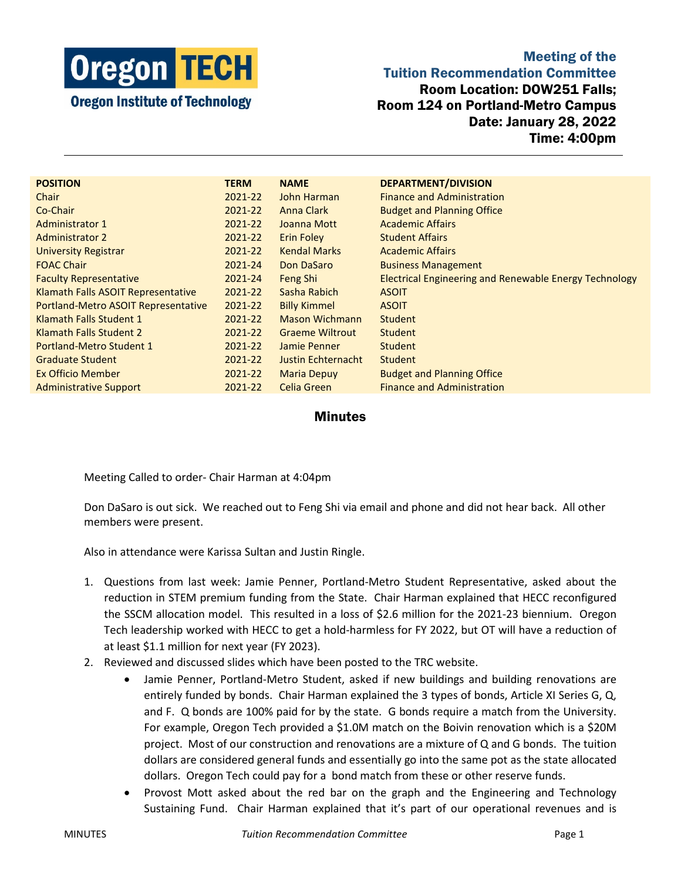**Oregon TECH**
**Oregon Institute of Technology**

# Meeting of the Tuition Recommendation Committee

**Room Location: DOW251 Falls; Room 124 on Portland-Metro Campus**
**Date: January 28, 2022**
**Time: 4:00pm**

| POSITION | TERM | NAME | DEPARTMENT/DIVISION |
|---|---|---|---|
| Chair | 2021-22 | John Harman | Finance and Administration |
| Co-Chair | 2021-22 | Anna Clark | Budget and Planning Office |
| Administrator 1 | 2021-22 | Joanna Mott | Academic Affairs |
| Administrator 2 | 2021-22 | Erin Foley | Student Affairs |
| University Registrar | 2021-22 | Kendal Marks | Academic Affairs |
| FOAC Chair | 2021-24 | Don DaSaro | Business Management |
| Faculty Representative | 2021-24 | Feng Shi | Electrical Engineering and Renewable Energy Technology |
| Klamath Falls ASOIT Representative | 2021-22 | Sasha Rabich | ASOIT |
| Portland-Metro ASOIT Representative | 2021-22 | Billy Kimmel | ASOIT |
| Klamath Falls Student 1 | 2021-22 | Mason Wichmann | Student |
| Klamath Falls Student 2 | 2021-22 | Graeme Wiltrout | Student |
| Portland-Metro Student 1 | 2021-22 | Jamie Penner | Student |
| Graduate Student | 2021-22 | Justin Echternacht | Student |
| Ex Officio Member | 2021-22 | Maria Depuy | Budget and Planning Office |
| Administrative Support | 2021-22 | Celia Green | Finance and Administration |

## Minutes

Meeting Called to order- Chair Harman at 4:04pm

Don DaSaro is out sick. We reached out to Feng Shi via email and phone and did not hear back. All other members were present.

Also in attendance were Karissa Sultan and Justin Ringle.

1. Questions from last week: Jamie Penner, Portland-Metro Student Representative, asked about the reduction in STEM premium funding from the State. Chair Harman explained that HECC reconfigured the SSCM allocation model. This resulted in a loss of $2.6 million for the 2021-23 biennium. Oregon Tech leadership worked with HECC to get a hold-harmless for FY 2022, but OT will have a reduction of at least $1.1 million for next year (FY 2023).
2. Reviewed and discussed slides which have been posted to the TRC website.
   - Jamie Penner, Portland-Metro Student, asked if new buildings and building renovations are entirely funded by bonds. Chair Harman explained the 3 types of bonds, Article XI Series G, Q, and F. Q bonds are 100% paid for by the state. G bonds require a match from the University. For example, Oregon Tech provided a $1.0M match on the Boivin renovation which is a $20M project. Most of our construction and renovations are a mixture of Q and G bonds. The tuition dollars are considered general funds and essentially go into the same pot as the state allocated dollars. Oregon Tech could pay for a bond match from these or other reserve funds.
   - Provost Mott asked about the red bar on the graph and the Engineering and Technology Sustaining Fund. Chair Harman explained that it's part of our operational revenues and is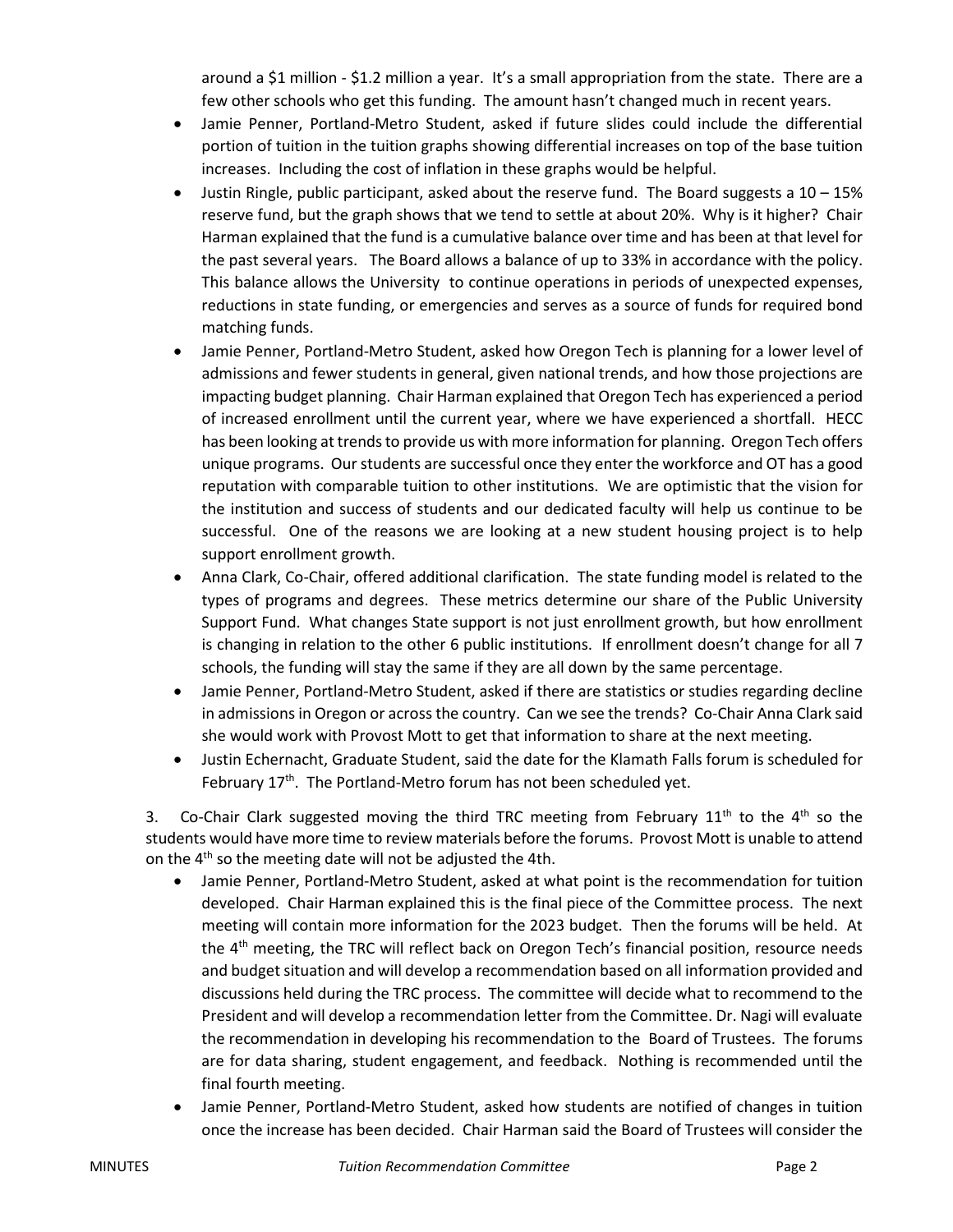around a $1 million - $1.2 million a year. It's a small appropriation from the state. There are a few other schools who get this funding. The amount hasn't changed much in recent years.

- Jamie Penner, Portland-Metro Student, asked if future slides could include the differential portion of tuition in the tuition graphs showing differential increases on top of the base tuition increases. Including the cost of inflation in these graphs would be helpful.
- Justin Ringle, public participant, asked about the reserve fund. The Board suggests a 10 – 15% reserve fund, but the graph shows that we tend to settle at about 20%. Why is it higher? Chair Harman explained that the fund is a cumulative balance over time and has been at that level for the past several years. The Board allows a balance of up to 33% in accordance with the policy. This balance allows the University to continue operations in periods of unexpected expenses, reductions in state funding, or emergencies and serves as a source of funds for required bond matching funds.
- Jamie Penner, Portland-Metro Student, asked how Oregon Tech is planning for a lower level of admissions and fewer students in general, given national trends, and how those projections are impacting budget planning. Chair Harman explained that Oregon Tech has experienced a period of increased enrollment until the current year, where we have experienced a shortfall. HECC has been looking at trends to provide us with more information for planning. Oregon Tech offers unique programs. Our students are successful once they enter the workforce and OT has a good reputation with comparable tuition to other institutions. We are optimistic that the vision for the institution and success of students and our dedicated faculty will help us continue to be successful. One of the reasons we are looking at a new student housing project is to help support enrollment growth.
- Anna Clark, Co-Chair, offered additional clarification. The state funding model is related to the types of programs and degrees. These metrics determine our share of the Public University Support Fund. What changes State support is not just enrollment growth, but how enrollment is changing in relation to the other 6 public institutions. If enrollment doesn't change for all 7 schools, the funding will stay the same if they are all down by the same percentage.
- Jamie Penner, Portland-Metro Student, asked if there are statistics or studies regarding decline in admissions in Oregon or across the country. Can we see the trends? Co-Chair Anna Clark said she would work with Provost Mott to get that information to share at the next meeting.
- Justin Echernacht, Graduate Student, said the date for the Klamath Falls forum is scheduled for February 17th. The Portland-Metro forum has not been scheduled yet.

3. Co-Chair Clark suggested moving the third TRC meeting from February 11th to the 4th so the students would have more time to review materials before the forums. Provost Mott is unable to attend on the 4th so the meeting date will not be adjusted the 4th.

- Jamie Penner, Portland-Metro Student, asked at what point is the recommendation for tuition developed. Chair Harman explained this is the final piece of the Committee process. The next meeting will contain more information for the 2023 budget. Then the forums will be held. At the 4th meeting, the TRC will reflect back on Oregon Tech's financial position, resource needs and budget situation and will develop a recommendation based on all information provided and discussions held during the TRC process. The committee will decide what to recommend to the President and will develop a recommendation letter from the Committee. Dr. Nagi will evaluate the recommendation in developing his recommendation to the Board of Trustees. The forums are for data sharing, student engagement, and feedback. Nothing is recommended until the final fourth meeting.
- Jamie Penner, Portland-Metro Student, asked how students are notified of changes in tuition once the increase has been decided. Chair Harman said the Board of Trustees will consider the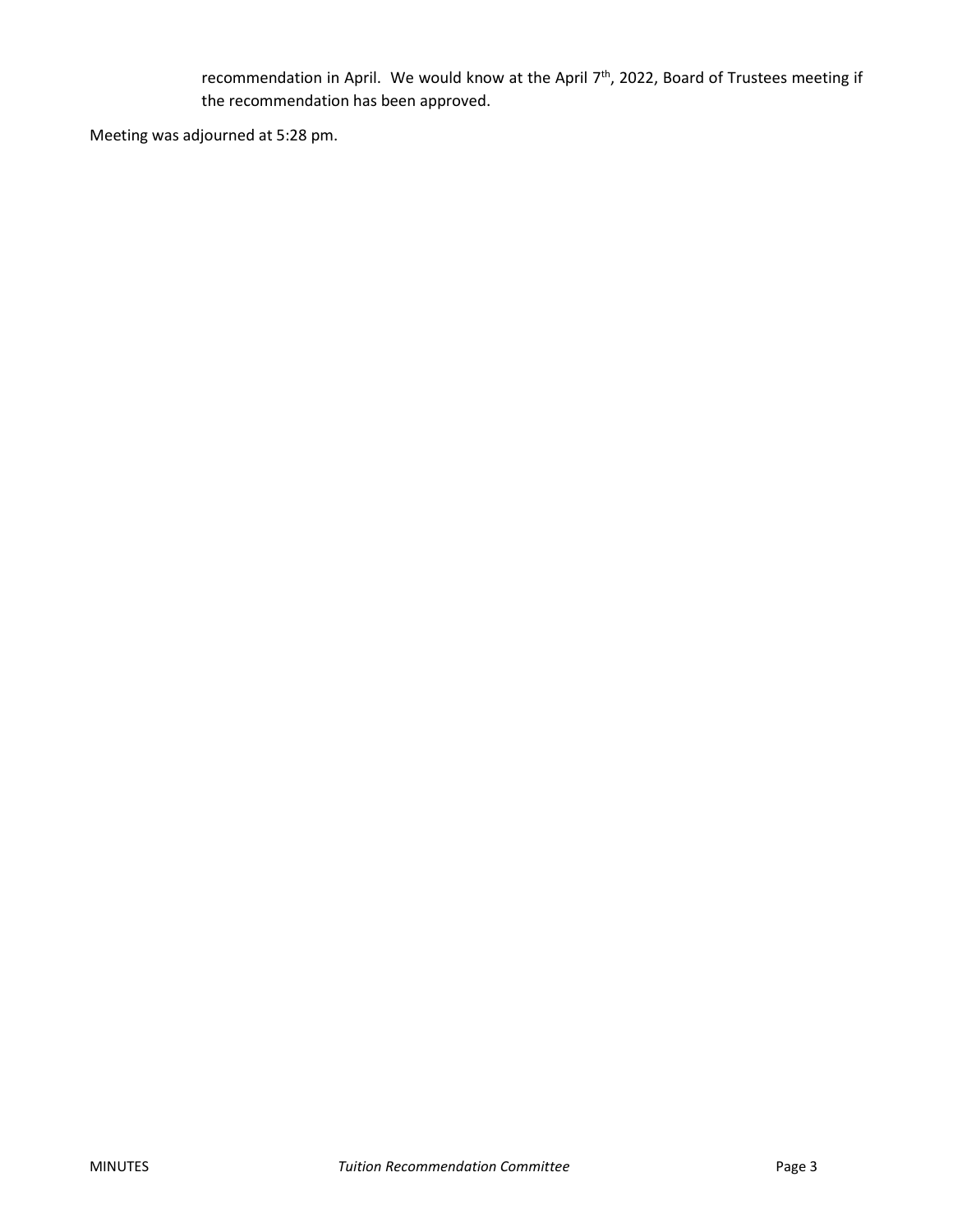recommendation in April. We would know at the April 7th, 2022, Board of Trustees meeting if the recommendation has been approved.

Meeting was adjourned at 5:28 pm.